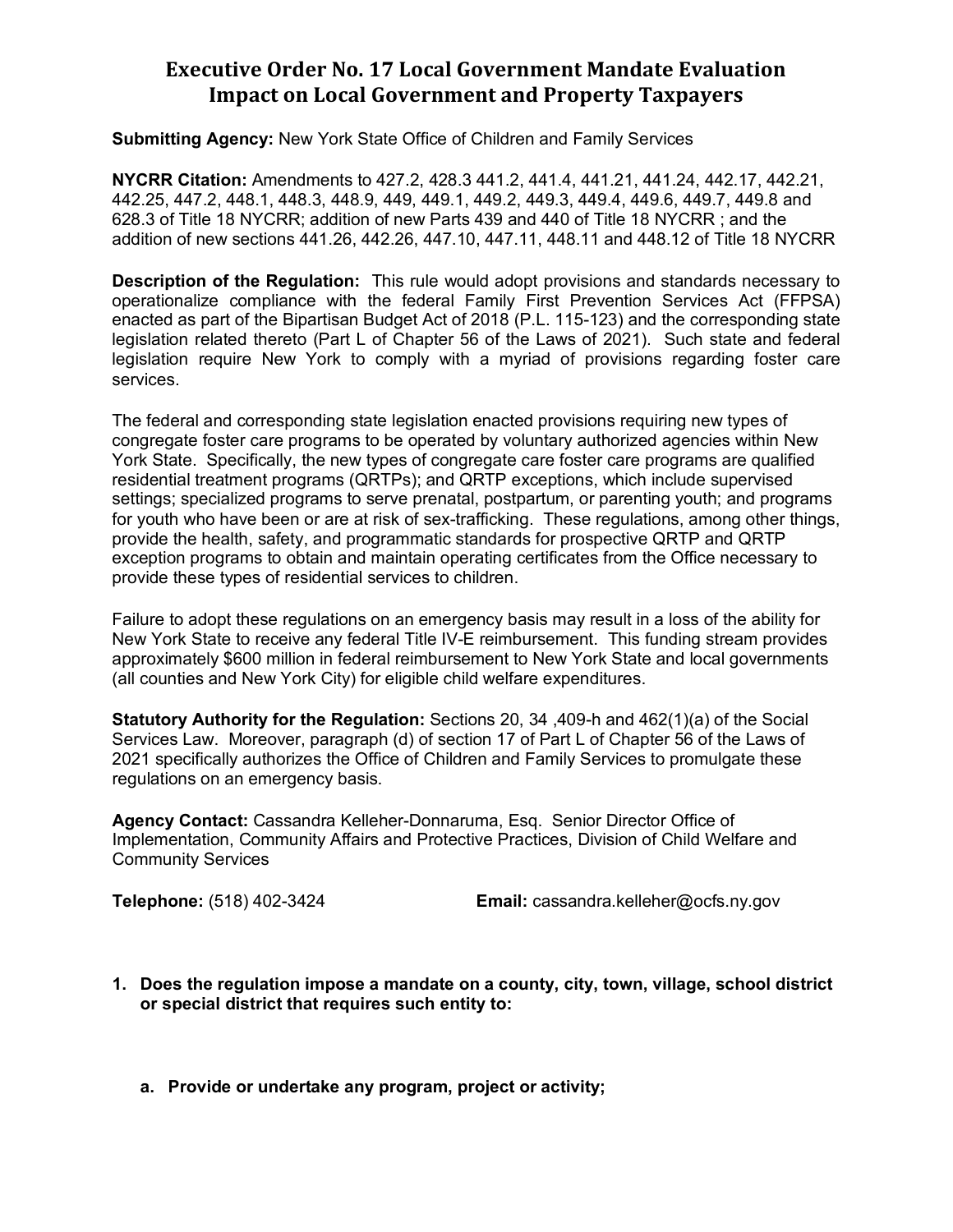# Executive Order No. 17 Local Government Mandate Evaluation
# Impact on Local Government and Property Taxpayers

**Submitting Agency:** New York State Office of Children and Family Services

**NYCRR Citation:** Amendments to 427.2, 428.3 441.2, 441.4, 441.21, 441.24, 442.17, 442.21, 442.25, 447.2, 448.1, 448.3, 448.9, 449, 449.1, 449.2, 449.3, 449.4, 449.6, 449.7, 449.8 and 628.3 of Title 18 NYCRR; addition of new Parts 439 and 440 of Title 18 NYCRR ; and the addition of new sections 441.26, 442.26, 447.10, 447.11, 448.11 and 448.12 of Title 18 NYCRR

**Description of the Regulation:** This rule would adopt provisions and standards necessary to operationalize compliance with the federal Family First Prevention Services Act (FFPSA) enacted as part of the Bipartisan Budget Act of 2018 (P.L. 115-123) and the corresponding state legislation related thereto (Part L of Chapter 56 of the Laws of 2021). Such state and federal legislation require New York to comply with a myriad of provisions regarding foster care services.

The federal and corresponding state legislation enacted provisions requiring new types of congregate foster care programs to be operated by voluntary authorized agencies within New York State. Specifically, the new types of congregate care foster care programs are qualified residential treatment programs (QRTPs); and QRTP exceptions, which include supervised settings; specialized programs to serve prenatal, postpartum, or parenting youth; and programs for youth who have been or are at risk of sex-trafficking. These regulations, among other things, provide the health, safety, and programmatic standards for prospective QRTP and QRTP exception programs to obtain and maintain operating certificates from the Office necessary to provide these types of residential services to children.

Failure to adopt these regulations on an emergency basis may result in a loss of the ability for New York State to receive any federal Title IV-E reimbursement. This funding stream provides approximately $600 million in federal reimbursement to New York State and local governments (all counties and New York City) for eligible child welfare expenditures.

**Statutory Authority for the Regulation:** Sections 20, 34 ,409-h and 462(1)(a) of the Social Services Law. Moreover, paragraph (d) of section 17 of Part L of Chapter 56 of the Laws of 2021 specifically authorizes the Office of Children and Family Services to promulgate these regulations on an emergency basis.

**Agency Contact:** Cassandra Kelleher-Donnaruma, Esq. Senior Director Office of Implementation, Community Affairs and Protective Practices, Division of Child Welfare and Community Services

**Telephone:** (518) 402-3424 **Email:** cassandra.kelleher@ocfs.ny.gov

**1. Does the regulation impose a mandate on a county, city, town, village, school district or special district that requires such entity to:**

**a. Provide or undertake any program, project or activity;**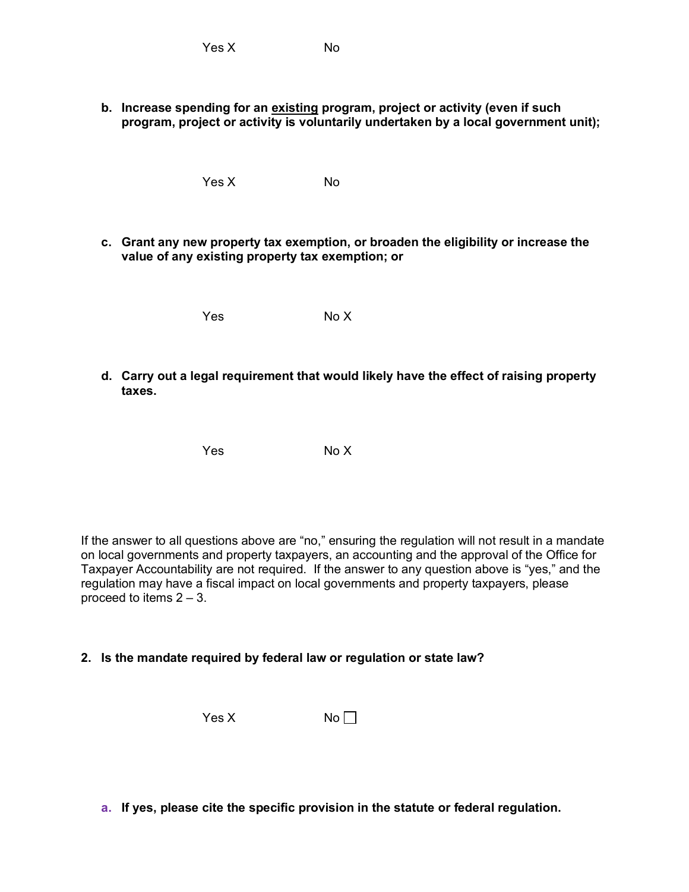Yes X No

**b. Increase spending for an <u>existing</u> program, project or activity (even if such program, project or activity is voluntarily undertaken by a local government unit);**

Yes X No

**c. Grant any new property tax exemption, or broaden the eligibility or increase the value of any existing property tax exemption; or**

Yes No X

**d. Carry out a legal requirement that would likely have the effect of raising property taxes.**

Yes No X

If the answer to all questions above are "no," ensuring the regulation will not result in a mandate on local governments and property taxpayers, an accounting and the approval of the Office for Taxpayer Accountability are not required. If the answer to any question above is "yes," and the regulation may have a fiscal impact on local governments and property taxpayers, please proceed to items 2 – 3.

**2. Is the mandate required by federal law or regulation or state law?**

Yes X No ☐

**a. If yes, please cite the specific provision in the statute or federal regulation.**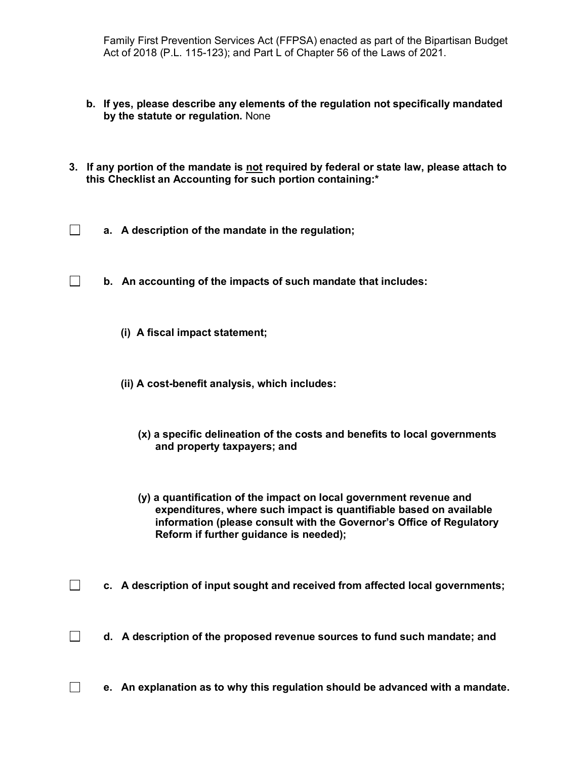Family First Prevention Services Act (FFPSA) enacted as part of the Bipartisan Budget Act of 2018 (P.L. 115-123); and Part L of Chapter 56 of the Laws of 2021.

**b. If yes, please describe any elements of the regulation not specifically mandated by the statute or regulation.** None

**3. If any portion of the mandate is <u>not</u> required by federal or state law, please attach to this Checklist an Accounting for such portion containing:***

☐ **a. A description of the mandate in the regulation;**

☐ **b. An accounting of the impacts of such mandate that includes:**

**(i) A fiscal impact statement;**

**(ii) A cost-benefit analysis, which includes:**

**(x) a specific delineation of the costs and benefits to local governments and property taxpayers; and**

**(y) a quantification of the impact on local government revenue and expenditures, where such impact is quantifiable based on available information (please consult with the Governor's Office of Regulatory Reform if further guidance is needed);**

☐ **c. A description of input sought and received from affected local governments;**

☐ **d. A description of the proposed revenue sources to fund such mandate; and**

☐ **e. An explanation as to why this regulation should be advanced with a mandate.**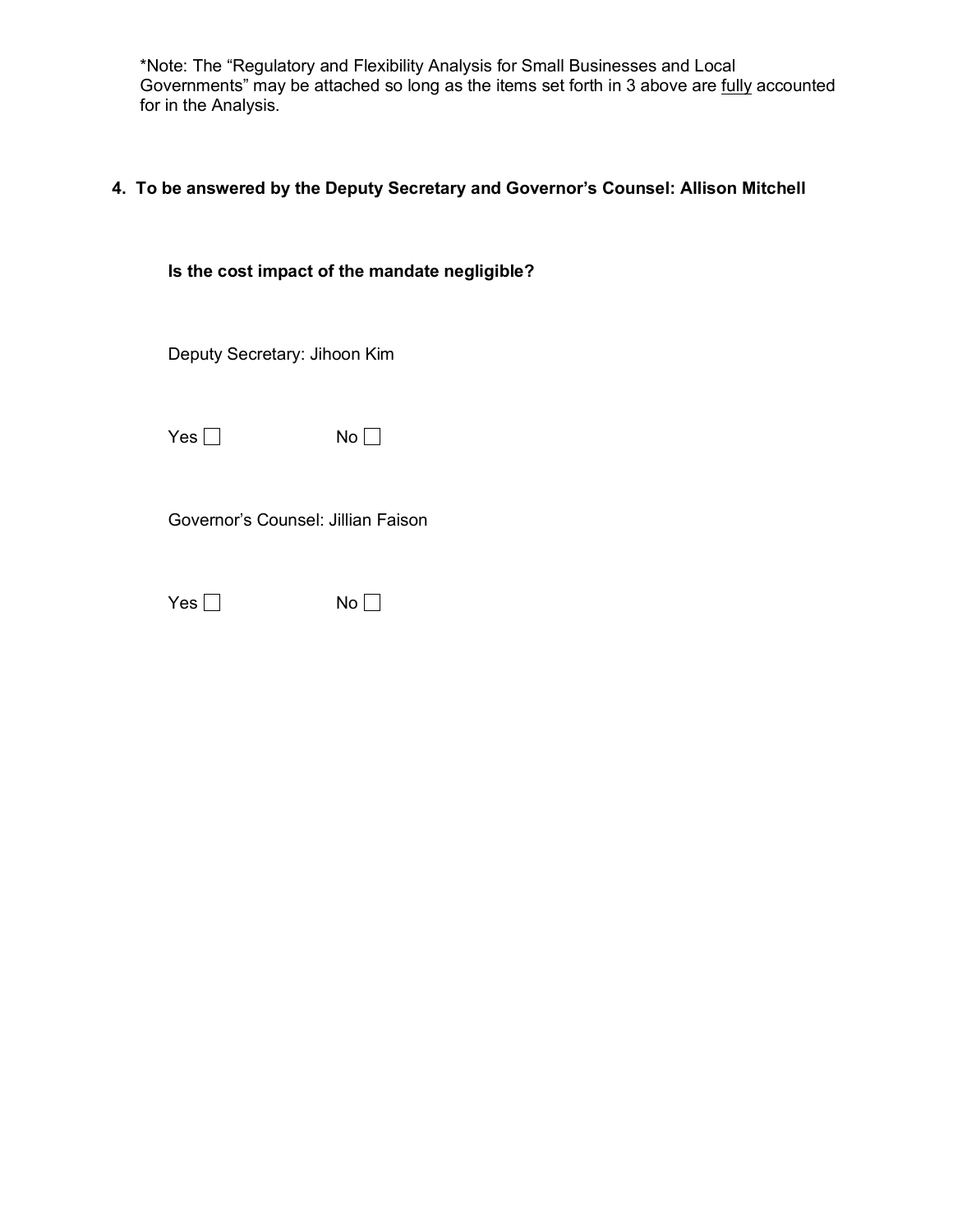*Note: The “Regulatory and Flexibility Analysis for Small Businesses and Local Governments” may be attached so long as the items set forth in 3 above are <u>fully</u> accounted for in the Analysis.

**4. To be answered by the Deputy Secretary and Governor’s Counsel: Allison Mitchell**

**Is the cost impact of the mandate negligible?**

Deputy Secretary: Jihoon Kim

Yes ☐ No ☐

Governor’s Counsel: Jillian Faison

Yes ☐ No ☐